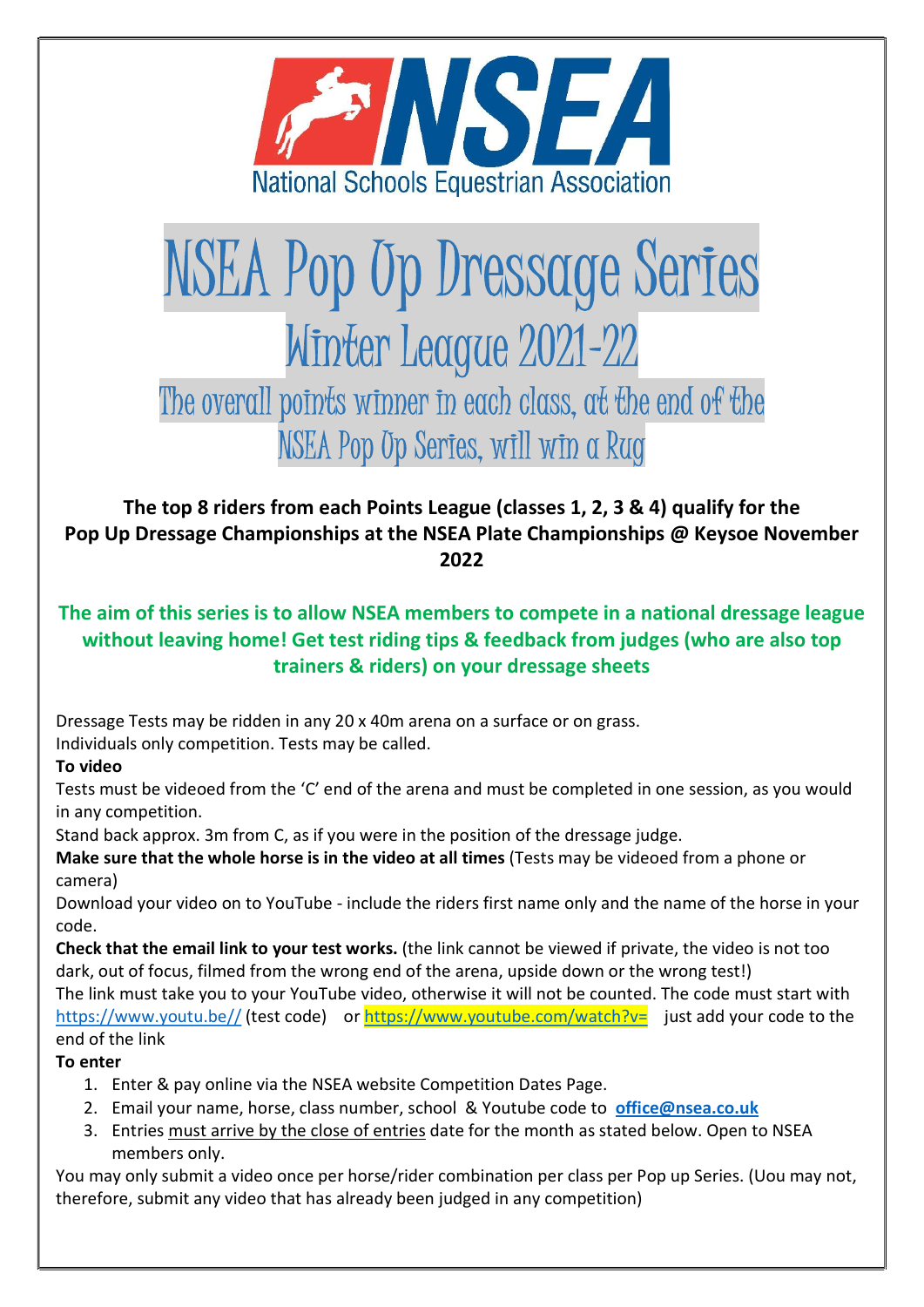NSEA

National Schools Equestrian Association

# NSEA Pop Up Dressage Series

## Winter League 2021-22

### The overall points winner in each class, at the end of the NSEA Pop Up Series, will win a Rug

**The top 8 riders from each Points League (classes 1, 2, 3 & 4) qualify for the Pop Up Dressage Championships at the NSEA Plate Championships @ Keysoe November 2022**

**The aim of this series is to allow NSEA members to compete in a national dressage league without leaving home! Get test riding tips & feedback from judges (who are also top trainers & riders) on your dressage sheets**

Dressage Tests may be ridden in any 20 x 40m arena on a surface or on grass.
Individuals only competition. Tests may be called.

**To video**

Tests must be videoed from the 'C' end of the arena and must be completed in one session, as you would in any competition.

Stand back approx. 3m from C, as if you were in the position of the dressage judge.

**Make sure that the whole horse is in the video at all times** (Tests may be videoed from a phone or camera)

Download your video on to YouTube - include the riders first name only and the name of the horse in your code.

**Check that the email link to your test works.** (the link cannot be viewed if private, the video is not too dark, out of focus, filmed from the wrong end of the arena, upside down or the wrong test!)

The link must take you to your YouTube video, otherwise it will not be counted. The code must start with https://www.youtu.be// (test code) or https://www.youtube.com/watch?v= just add your code to the end of the link

**To enter**

1. Enter & pay online via the NSEA website Competition Dates Page.
2. Email your name, horse, class number, school & Youtube code to **office@nsea.co.uk**
3. Entries must arrive by the close of entries date for the month as stated below. Open to NSEA members only.

You may only submit a video once per horse/rider combination per class per Pop up Series. (Uou may not, therefore, submit any video that has already been judged in any competition)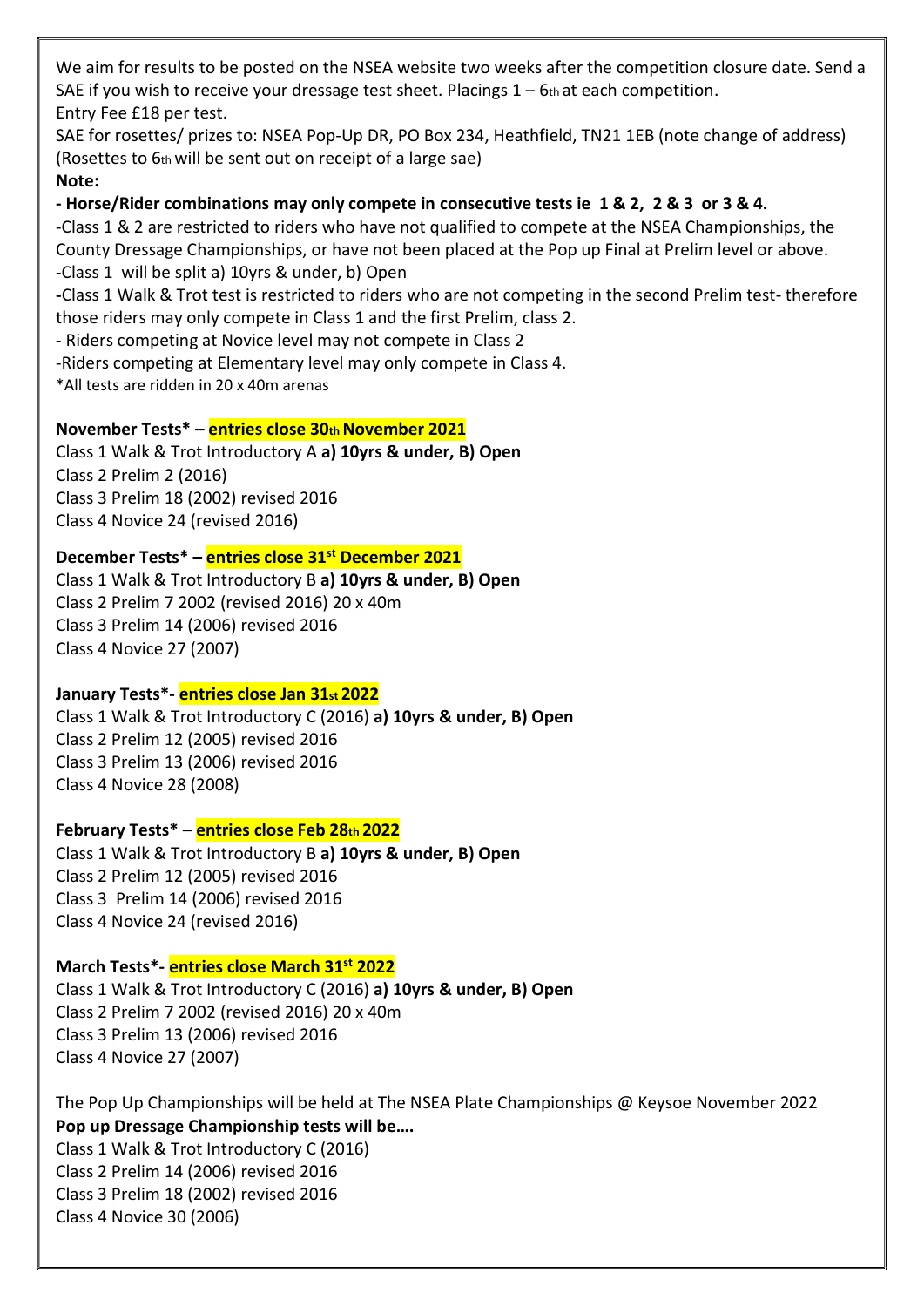We aim for results to be posted on the NSEA website two weeks after the competition closure date. Send a SAE if you wish to receive your dressage test sheet. Placings 1 – 6th at each competition.
Entry Fee £18 per test.
SAE for rosettes/ prizes to: NSEA Pop-Up DR, PO Box 234, Heathfield, TN21 1EB (note change of address)
(Rosettes to 6th will be sent out on receipt of a large sae)

**Note:**

**- Horse/Rider combinations may only compete in consecutive tests ie 1 & 2, 2 & 3 or 3 & 4.**

-Class 1 & 2 are restricted to riders who have not qualified to compete at the NSEA Championships, the County Dressage Championships, or have not been placed at the Pop up Final at Prelim level or above.
-Class 1 will be split a) 10yrs & under, b) Open
-Class 1 Walk & Trot test is restricted to riders who are not competing in the second Prelim test- therefore those riders may only compete in Class 1 and the first Prelim, class 2.
- Riders competing at Novice level may not compete in Class 2
-Riders competing at Elementary level may only compete in Class 4.
*All tests are ridden in 20 x 40m arenas

**November Tests* – entries close 30th November 2021**
Class 1 Walk & Trot Introductory A **a) 10yrs & under, B) Open**
Class 2 Prelim 2 (2016)
Class 3 Prelim 18 (2002) revised 2016
Class 4 Novice 24 (revised 2016)

**December Tests* – entries close 31st December 2021**
Class 1 Walk & Trot Introductory B **a) 10yrs & under, B) Open**
Class 2 Prelim 7 2002 (revised 2016) 20 x 40m
Class 3 Prelim 14 (2006) revised 2016
Class 4 Novice 27 (2007)

**January Tests*- entries close Jan 31st 2022**
Class 1 Walk & Trot Introductory C (2016) **a) 10yrs & under, B) Open**
Class 2 Prelim 12 (2005) revised 2016
Class 3 Prelim 13 (2006) revised 2016
Class 4 Novice 28 (2008)

**February Tests* – entries close Feb 28th 2022**
Class 1 Walk & Trot Introductory B **a) 10yrs & under, B) Open**
Class 2 Prelim 12 (2005) revised 2016
Class 3 Prelim 14 (2006) revised 2016
Class 4 Novice 24 (revised 2016)

**March Tests*- entries close March 31st 2022**
Class 1 Walk & Trot Introductory C (2016) **a) 10yrs & under, B) Open**
Class 2 Prelim 7 2002 (revised 2016) 20 x 40m
Class 3 Prelim 13 (2006) revised 2016
Class 4 Novice 27 (2007)

The Pop Up Championships will be held at The NSEA Plate Championships @ Keysoe November 2022
**Pop up Dressage Championship tests will be….**
Class 1 Walk & Trot Introductory C (2016)
Class 2 Prelim 14 (2006) revised 2016
Class 3 Prelim 18 (2002) revised 2016
Class 4 Novice 30 (2006)